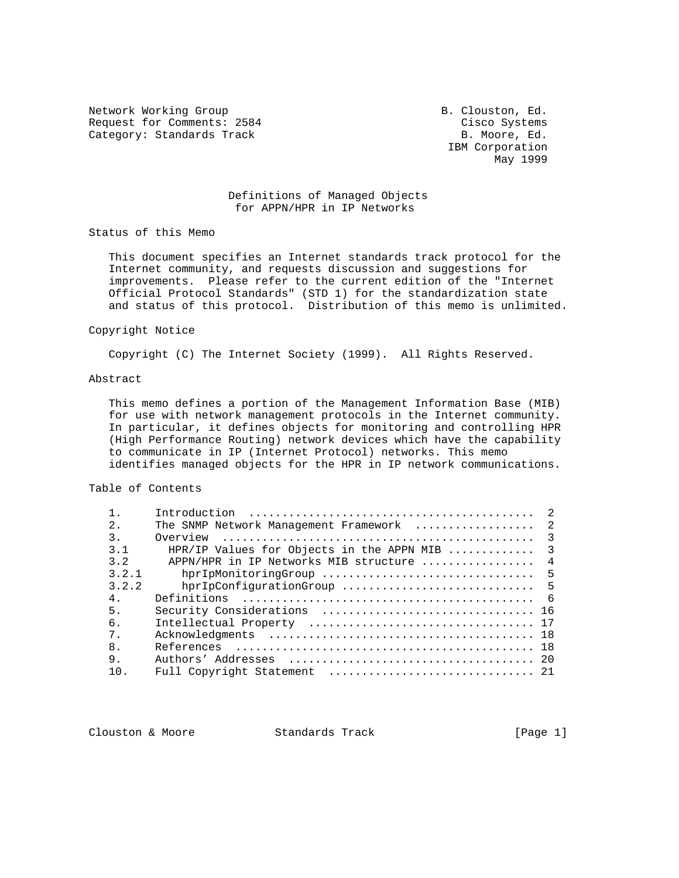Network Working Group                                    B. Clouston, Ed.
Request for Comments: 2584                                  Cisco Systems
Category: Standards Track                                  B. Moore, Ed.
                                                          IBM Corporation
                                                                 May 1999

# Definitions of Managed Objects for APPN/HPR in IP Networks

## Status of this Memo

This document specifies an Internet standards track protocol for the Internet community, and requests discussion and suggestions for improvements. Please refer to the current edition of the "Internet Official Protocol Standards" (STD 1) for the standardization state and status of this protocol. Distribution of this memo is unlimited.

## Copyright Notice

Copyright (C) The Internet Society (1999). All Rights Reserved.

## Abstract

This memo defines a portion of the Management Information Base (MIB) for use with network management protocols in the Internet community. In particular, it defines objects for monitoring and controlling HPR (High Performance Routing) network devices which have the capability to communicate in IP (Internet Protocol) networks. This memo identifies managed objects for the HPR in IP network communications.

## Table of Contents

```
1.     Introduction  ..........................................  2
2.     The SNMP Network Management Framework  .................  2
3.     Overview  ..............................................  3
3.1      HPR/IP Values for Objects in the APPN MIB ............  3
3.2      APPN/HPR in IP Networks MIB structure ................  4
3.2.1      hprIpMonitoringGroup ...............................  5
3.2.2      hprIpConfigurationGroup ............................  5
4.     Definitions  ...........................................  6
5.     Security Considerations  ............................... 16
6.     Intellectual Property  ................................. 17
7.     Acknowledgments  ....................................... 18
8.     References  ............................................ 18
9.     Authors' Addresses  .................................... 20
10.    Full Copyright Statement  .............................. 21
```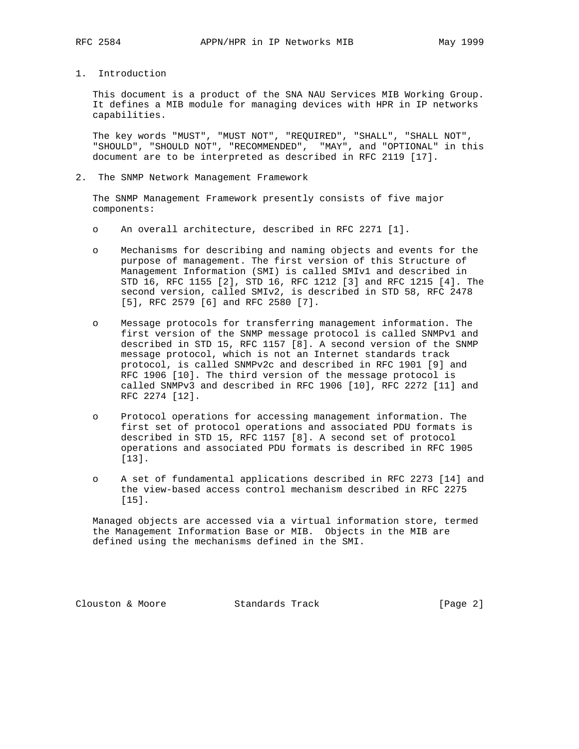## 1. Introduction

This document is a product of the SNA NAU Services MIB Working Group. It defines a MIB module for managing devices with HPR in IP networks capabilities.

The key words "MUST", "MUST NOT", "REQUIRED", "SHALL", "SHALL NOT", "SHOULD", "SHOULD NOT", "RECOMMENDED", "MAY", and "OPTIONAL" in this document are to be interpreted as described in RFC 2119 [17].

## 2. The SNMP Network Management Framework

The SNMP Management Framework presently consists of five major components:

- An overall architecture, described in RFC 2271 [1].

- Mechanisms for describing and naming objects and events for the purpose of management. The first version of this Structure of Management Information (SMI) is called SMIv1 and described in STD 16, RFC 1155 [2], STD 16, RFC 1212 [3] and RFC 1215 [4]. The second version, called SMIv2, is described in STD 58, RFC 2478 [5], RFC 2579 [6] and RFC 2580 [7].

- Message protocols for transferring management information. The first version of the SNMP message protocol is called SNMPv1 and described in STD 15, RFC 1157 [8]. A second version of the SNMP message protocol, which is not an Internet standards track protocol, is called SNMPv2c and described in RFC 1901 [9] and RFC 1906 [10]. The third version of the message protocol is called SNMPv3 and described in RFC 1906 [10], RFC 2272 [11] and RFC 2274 [12].

- Protocol operations for accessing management information. The first set of protocol operations and associated PDU formats is described in STD 15, RFC 1157 [8]. A second set of protocol operations and associated PDU formats is described in RFC 1905 [13].

- A set of fundamental applications described in RFC 2273 [14] and the view-based access control mechanism described in RFC 2275 [15].

Managed objects are accessed via a virtual information store, termed the Management Information Base or MIB. Objects in the MIB are defined using the mechanisms defined in the SMI.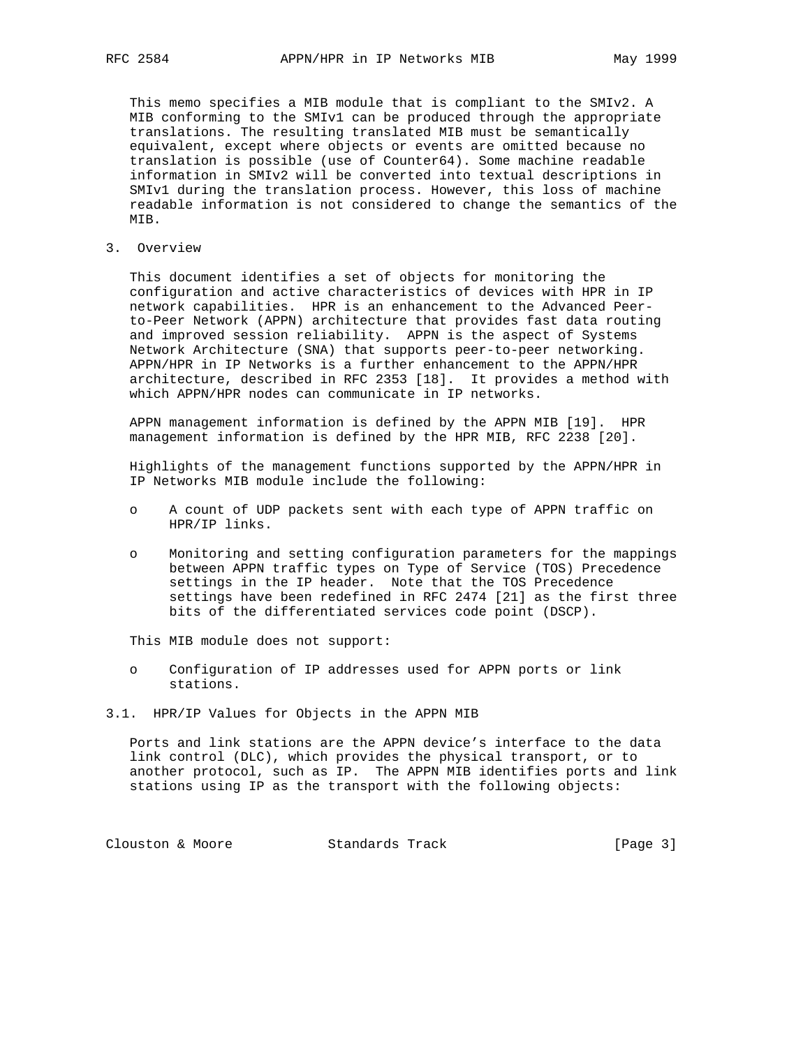This memo specifies a MIB module that is compliant to the SMIv2. A MIB conforming to the SMIv1 can be produced through the appropriate translations. The resulting translated MIB must be semantically equivalent, except where objects or events are omitted because no translation is possible (use of Counter64). Some machine readable information in SMIv2 will be converted into textual descriptions in SMIv1 during the translation process. However, this loss of machine readable information is not considered to change the semantics of the MIB.

## 3. Overview

This document identifies a set of objects for monitoring the configuration and active characteristics of devices with HPR in IP network capabilities. HPR is an enhancement to the Advanced Peer-to-Peer Network (APPN) architecture that provides fast data routing and improved session reliability. APPN is the aspect of Systems Network Architecture (SNA) that supports peer-to-peer networking. APPN/HPR in IP Networks is a further enhancement to the APPN/HPR architecture, described in RFC 2353 [18]. It provides a method with which APPN/HPR nodes can communicate in IP networks.

APPN management information is defined by the APPN MIB [19]. HPR management information is defined by the HPR MIB, RFC 2238 [20].

Highlights of the management functions supported by the APPN/HPR in IP Networks MIB module include the following:

- A count of UDP packets sent with each type of APPN traffic on HPR/IP links.
- Monitoring and setting configuration parameters for the mappings between APPN traffic types on Type of Service (TOS) Precedence settings in the IP header. Note that the TOS Precedence settings have been redefined in RFC 2474 [21] as the first three bits of the differentiated services code point (DSCP).

This MIB module does not support:

- Configuration of IP addresses used for APPN ports or link stations.

### 3.1. HPR/IP Values for Objects in the APPN MIB

Ports and link stations are the APPN device's interface to the data link control (DLC), which provides the physical transport, or to another protocol, such as IP. The APPN MIB identifies ports and link stations using IP as the transport with the following objects: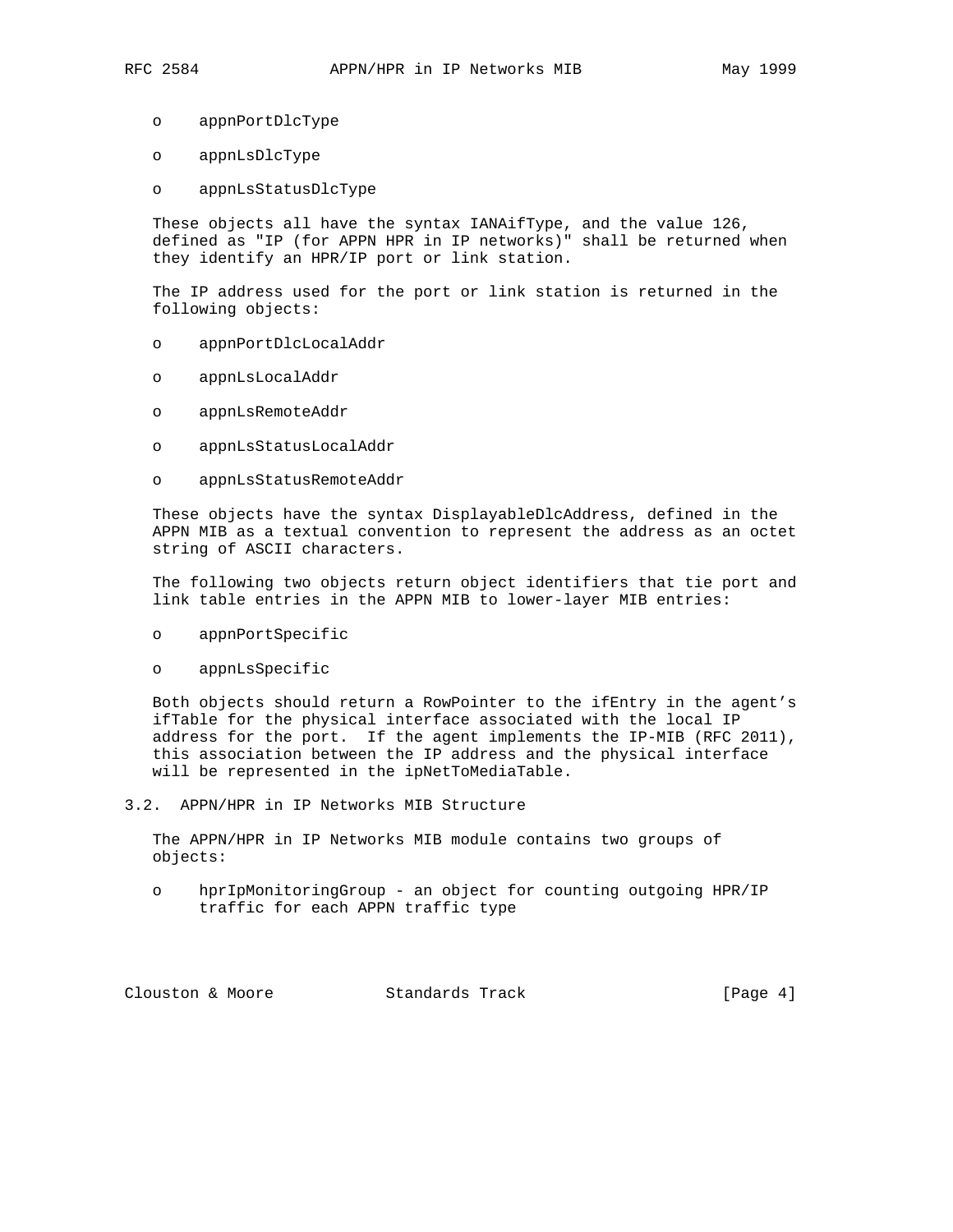- appnPortDlcType
- appnLsDlcType
- appnLsStatusDlcType

These objects all have the syntax IANAifType, and the value 126, defined as "IP (for APPN HPR in IP networks)" shall be returned when they identify an HPR/IP port or link station.

The IP address used for the port or link station is returned in the following objects:

- appnPortDlcLocalAddr
- appnLsLocalAddr
- appnLsRemoteAddr
- appnLsStatusLocalAddr
- appnLsStatusRemoteAddr

These objects have the syntax DisplayableDlcAddress, defined in the APPN MIB as a textual convention to represent the address as an octet string of ASCII characters.

The following two objects return object identifiers that tie port and link table entries in the APPN MIB to lower-layer MIB entries:

- appnPortSpecific
- appnLsSpecific

Both objects should return a RowPointer to the ifEntry in the agent's ifTable for the physical interface associated with the local IP address for the port. If the agent implements the IP-MIB (RFC 2011), this association between the IP address and the physical interface will be represented in the ipNetToMediaTable.

## 3.2. APPN/HPR in IP Networks MIB Structure

The APPN/HPR in IP Networks MIB module contains two groups of objects:

- hprIpMonitoringGroup - an object for counting outgoing HPR/IP traffic for each APPN traffic type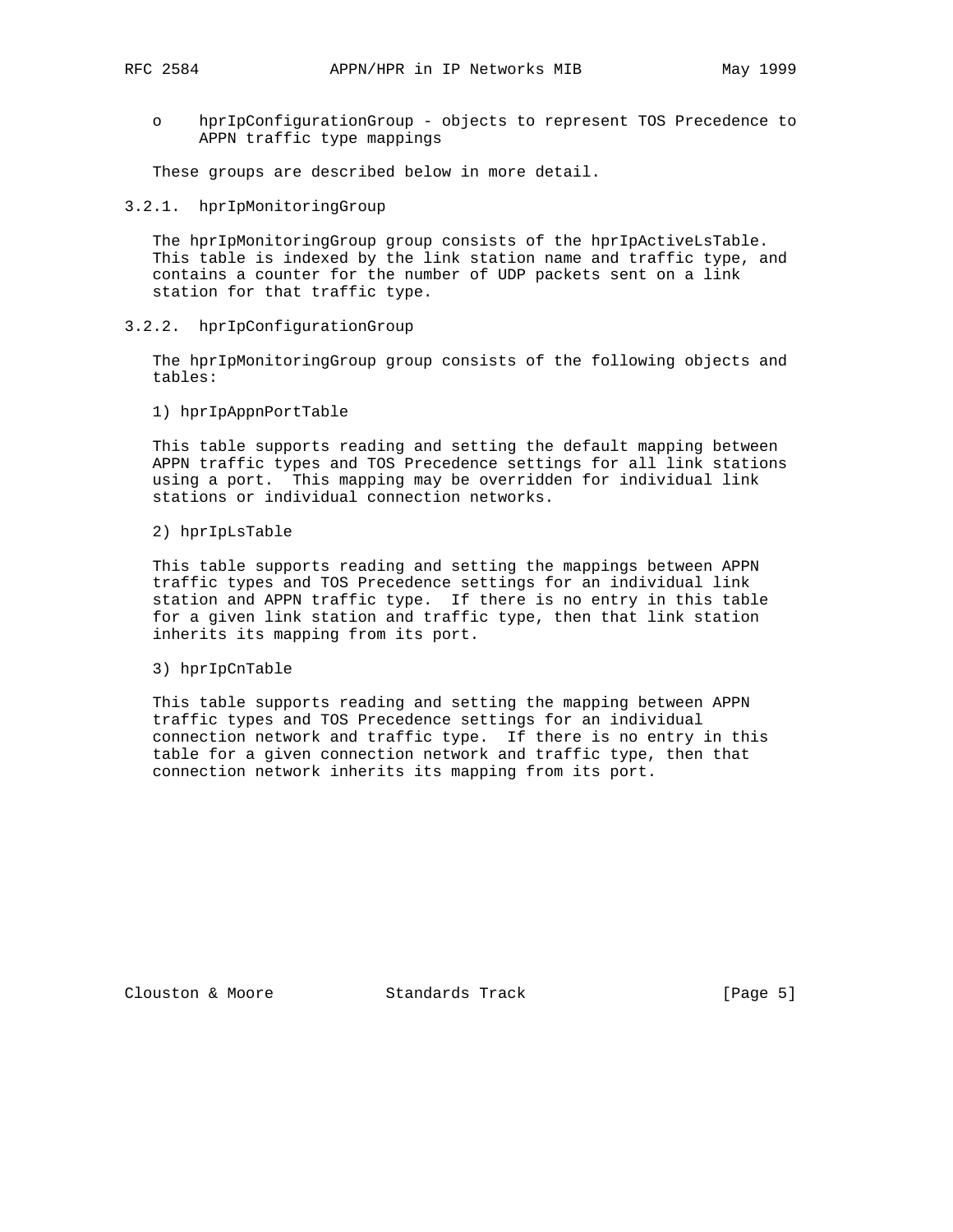- o hprIpConfigurationGroup - objects to represent TOS Precedence to APPN traffic type mappings

These groups are described below in more detail.

### 3.2.1. hprIpMonitoringGroup

The hprIpMonitoringGroup group consists of the hprIpActiveLsTable. This table is indexed by the link station name and traffic type, and contains a counter for the number of UDP packets sent on a link station for that traffic type.

### 3.2.2. hprIpConfigurationGroup

The hprIpMonitoringGroup group consists of the following objects and tables:

1) hprIpAppnPortTable

This table supports reading and setting the default mapping between APPN traffic types and TOS Precedence settings for all link stations using a port. This mapping may be overridden for individual link stations or individual connection networks.

2) hprIpLsTable

This table supports reading and setting the mappings between APPN traffic types and TOS Precedence settings for an individual link station and APPN traffic type. If there is no entry in this table for a given link station and traffic type, then that link station inherits its mapping from its port.

3) hprIpCnTable

This table supports reading and setting the mapping between APPN traffic types and TOS Precedence settings for an individual connection network and traffic type. If there is no entry in this table for a given connection network and traffic type, then that connection network inherits its mapping from its port.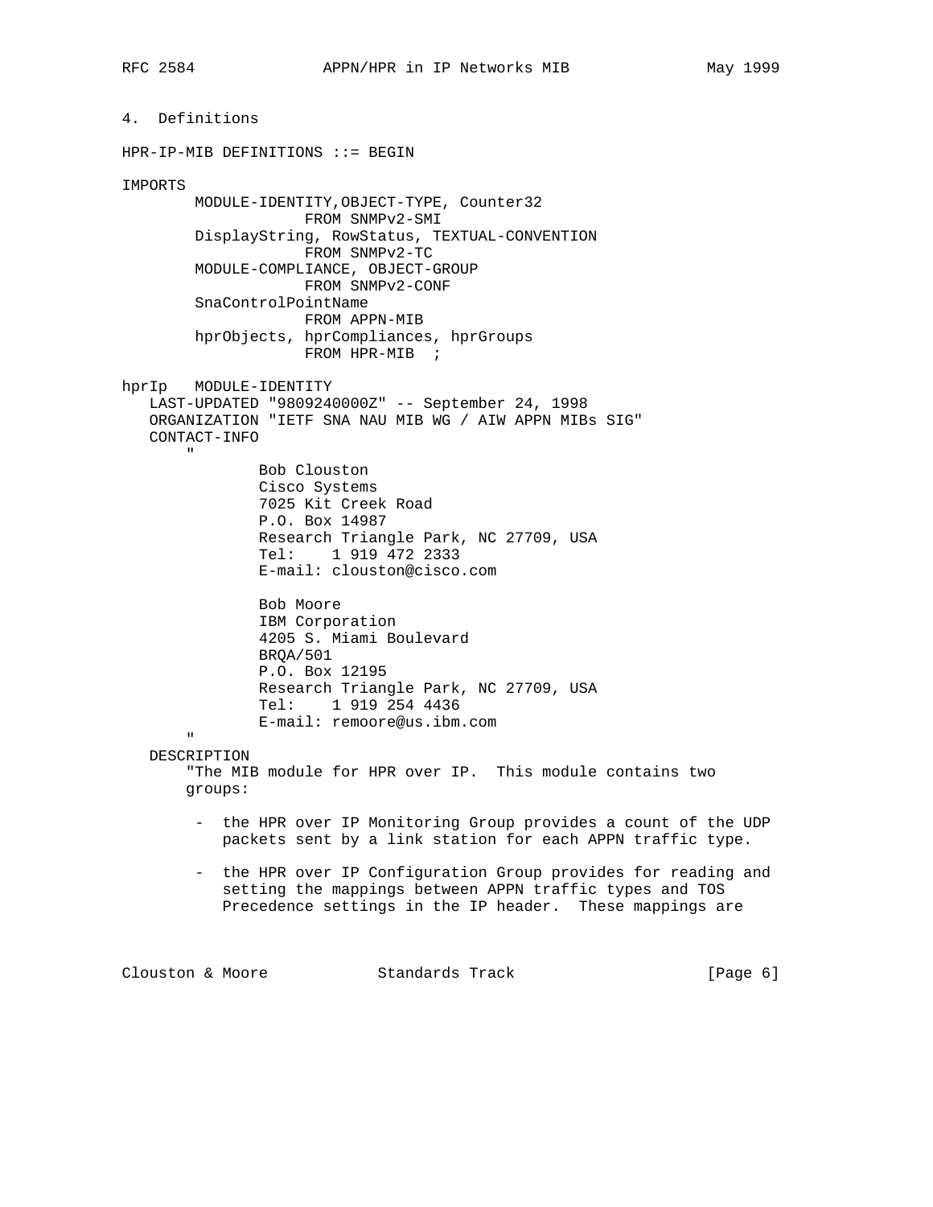## 4. Definitions

```
HPR-IP-MIB DEFINITIONS ::= BEGIN

IMPORTS
        MODULE-IDENTITY,OBJECT-TYPE, Counter32
                  FROM SNMPv2-SMI
        DisplayString, RowStatus, TEXTUAL-CONVENTION
                  FROM SNMPv2-TC
        MODULE-COMPLIANCE, OBJECT-GROUP
                  FROM SNMPv2-CONF
        SnaControlPointName
                  FROM APPN-MIB
        hprObjects, hprCompliances, hprGroups
                  FROM HPR-MIB  ;

hprIp   MODULE-IDENTITY
   LAST-UPDATED "9809240000Z" -- September 24, 1998
   ORGANIZATION "IETF SNA NAU MIB WG / AIW APPN MIBs SIG"
   CONTACT-INFO
       "
              Bob Clouston
              Cisco Systems
              7025 Kit Creek Road
              P.O. Box 14987
              Research Triangle Park, NC 27709, USA
              Tel:    1 919 472 2333
              E-mail: clouston@cisco.com

              Bob Moore
              IBM Corporation
              4205 S. Miami Boulevard
              BRQA/501
              P.O. Box 12195
              Research Triangle Park, NC 27709, USA
              Tel:    1 919 254 4436
              E-mail: remoore@us.ibm.com
       "
   DESCRIPTION
       "The MIB module for HPR over IP.  This module contains two
       groups:

        -  the HPR over IP Monitoring Group provides a count of the UDP
           packets sent by a link station for each APPN traffic type.

        -  the HPR over IP Configuration Group provides for reading and
           setting the mappings between APPN traffic types and TOS
           Precedence settings in the IP header.  These mappings are
```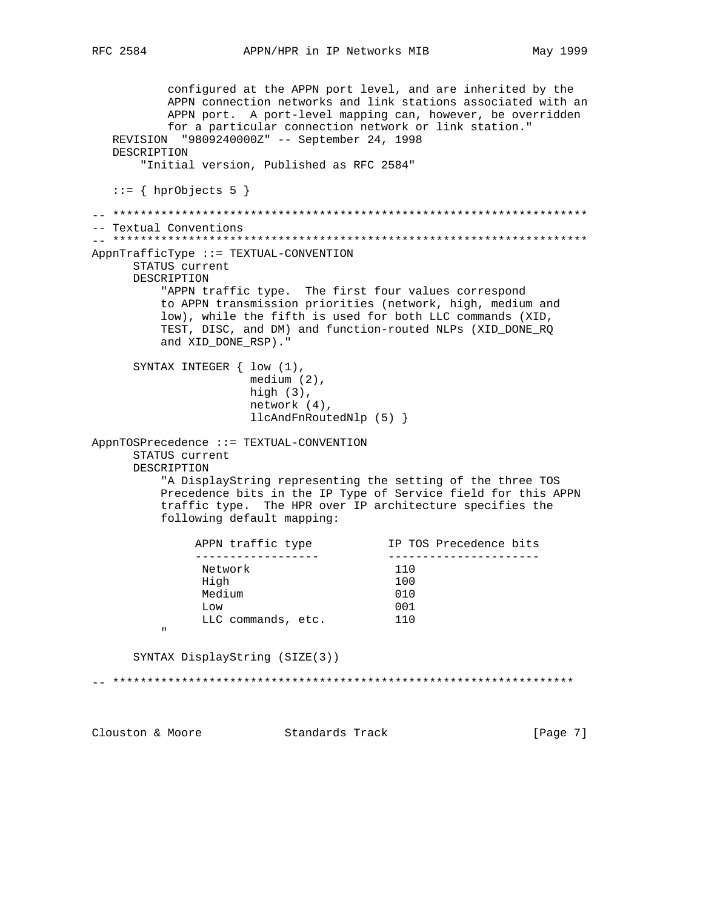```
           configured at the APPN port level, and are inherited by the
           APPN connection networks and link stations associated with an
           APPN port.  A port-level mapping can, however, be overridden
           for a particular connection network or link station."
   REVISION  "9809240000Z" -- September 24, 1998
   DESCRIPTION
       "Initial version, Published as RFC 2584"

   ::= { hprObjects 5 }

-- *********************************************************************
-- Textual Conventions
-- *********************************************************************
AppnTrafficType ::= TEXTUAL-CONVENTION
      STATUS current
      DESCRIPTION
          "APPN traffic type.  The first four values correspond
          to APPN transmission priorities (network, high, medium and
          low), while the fifth is used for both LLC commands (XID,
          TEST, DISC, and DM) and function-routed NLPs (XID_DONE_RQ
          and XID_DONE_RSP)."

      SYNTAX INTEGER { low (1),
                       medium (2),
                       high (3),
                       network (4),
                       llcAndFnRoutedNlp (5) }

AppnTOSPrecedence ::= TEXTUAL-CONVENTION
      STATUS current
      DESCRIPTION
          "A DisplayString representing the setting of the three TOS
          Precedence bits in the IP Type of Service field for this APPN
          traffic type.  The HPR over IP architecture specifies the
          following default mapping:

               APPN traffic type          IP TOS Precedence bits
               ------------------         ----------------------
                Network                    110
                High                       100
                Medium                     010
                Low                        001
                LLC commands, etc.         110
          "

      SYNTAX DisplayString (SIZE(3))

-- *********************************************************************
```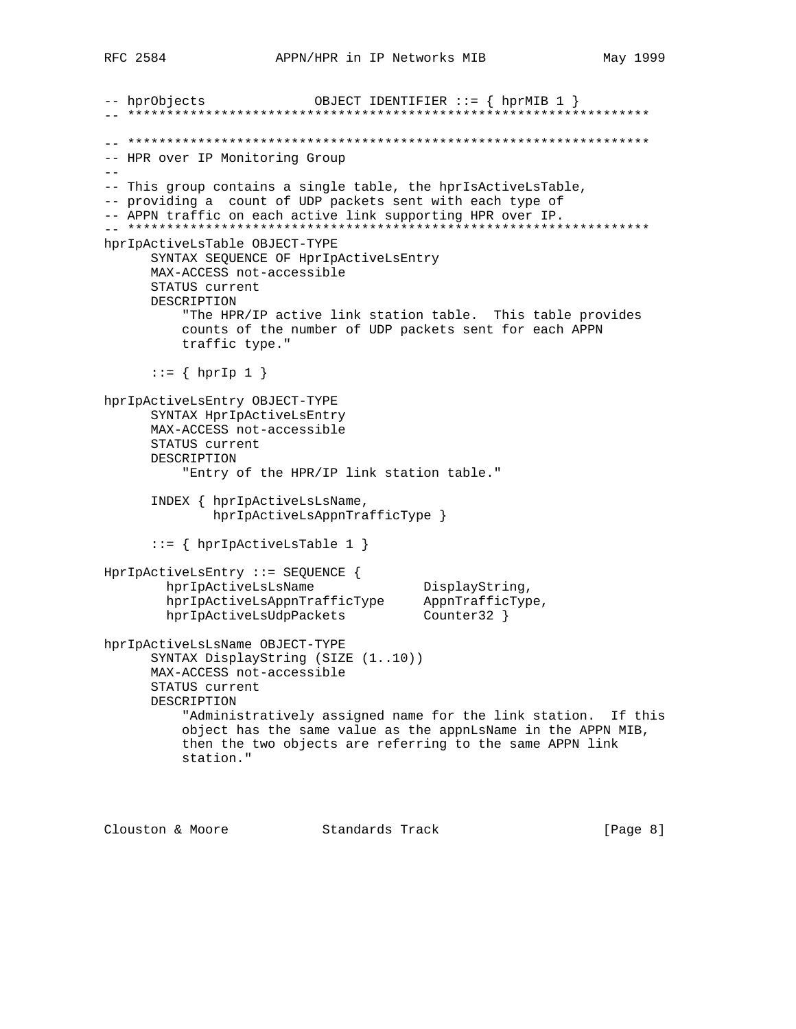```
-- hprObjects              OBJECT IDENTIFIER ::= { hprMIB 1 }
-- *******************************************************************

-- *******************************************************************
-- HPR over IP Monitoring Group
--
-- This group contains a single table, the hprIsActiveLsTable,
-- providing a  count of UDP packets sent with each type of
-- APPN traffic on each active link supporting HPR over IP.
-- *******************************************************************
hprIpActiveLsTable OBJECT-TYPE
      SYNTAX SEQUENCE OF HprIpActiveLsEntry
      MAX-ACCESS not-accessible
      STATUS current
      DESCRIPTION
          "The HPR/IP active link station table.  This table provides
          counts of the number of UDP packets sent for each APPN
          traffic type."

      ::= { hprIp 1 }

hprIpActiveLsEntry OBJECT-TYPE
      SYNTAX HprIpActiveLsEntry
      MAX-ACCESS not-accessible
      STATUS current
      DESCRIPTION
          "Entry of the HPR/IP link station table."

      INDEX { hprIpActiveLsLsName,
              hprIpActiveLsAppnTrafficType }

      ::= { hprIpActiveLsTable 1 }

HprIpActiveLsEntry ::= SEQUENCE {
        hprIpActiveLsLsName              DisplayString,
        hprIpActiveLsAppnTrafficType     AppnTrafficType,
        hprIpActiveLsUdpPackets          Counter32 }

hprIpActiveLsLsName OBJECT-TYPE
      SYNTAX DisplayString (SIZE (1..10))
      MAX-ACCESS not-accessible
      STATUS current
      DESCRIPTION
          "Administratively assigned name for the link station.  If this
          object has the same value as the appnLsName in the APPN MIB,
          then the two objects are referring to the same APPN link
          station."
```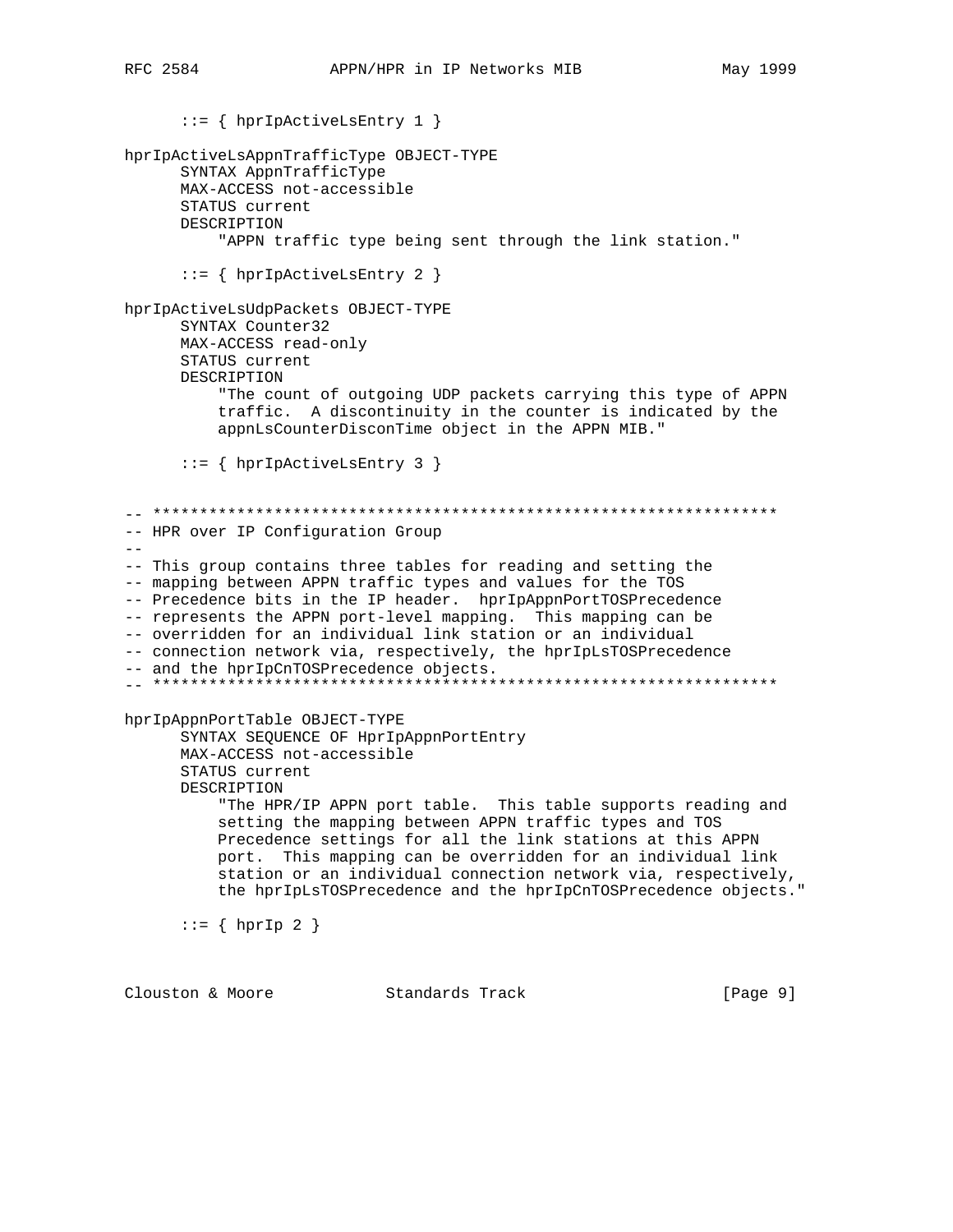```
      ::= { hprIpActiveLsEntry 1 }

hprIpActiveLsAppnTrafficType OBJECT-TYPE
      SYNTAX AppnTrafficType
      MAX-ACCESS not-accessible
      STATUS current
      DESCRIPTION
          "APPN traffic type being sent through the link station."

      ::= { hprIpActiveLsEntry 2 }

hprIpActiveLsUdpPackets OBJECT-TYPE
      SYNTAX Counter32
      MAX-ACCESS read-only
      STATUS current
      DESCRIPTION
          "The count of outgoing UDP packets carrying this type of APPN
          traffic.  A discontinuity in the counter is indicated by the
          appnLsCounterDisconTime object in the APPN MIB."

      ::= { hprIpActiveLsEntry 3 }


-- *******************************************************************
-- HPR over IP Configuration Group
--
-- This group contains three tables for reading and setting the
-- mapping between APPN traffic types and values for the TOS
-- Precedence bits in the IP header.  hprIpAppnPortTOSPrecedence
-- represents the APPN port-level mapping.  This mapping can be
-- overridden for an individual link station or an individual
-- connection network via, respectively, the hprIpLsTOSPrecedence
-- and the hprIpCnTOSPrecedence objects.
-- *******************************************************************

hprIpAppnPortTable OBJECT-TYPE
      SYNTAX SEQUENCE OF HprIpAppnPortEntry
      MAX-ACCESS not-accessible
      STATUS current
      DESCRIPTION
          "The HPR/IP APPN port table.  This table supports reading and
          setting the mapping between APPN traffic types and TOS
          Precedence settings for all the link stations at this APPN
          port.  This mapping can be overridden for an individual link
          station or an individual connection network via, respectively,
          the hprIpLsTOSPrecedence and the hprIpCnTOSPrecedence objects."

      ::= { hprIp 2 }
```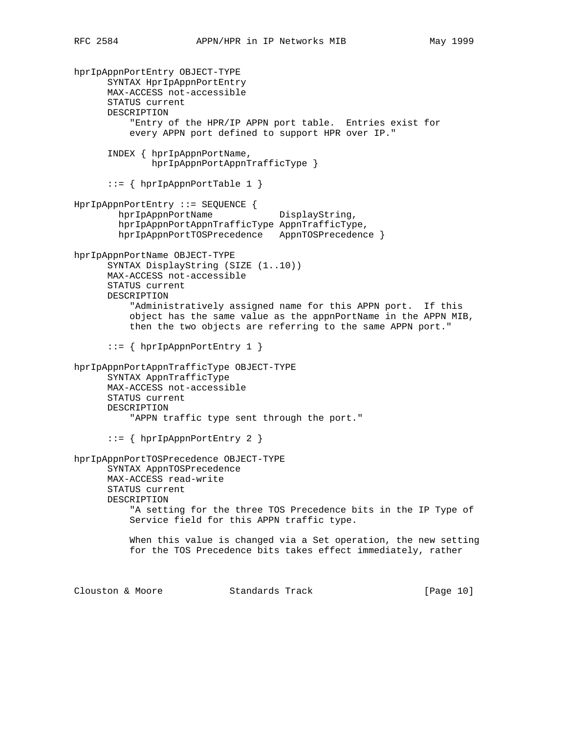```
hprIpAppnPortEntry OBJECT-TYPE
      SYNTAX HprIpAppnPortEntry
      MAX-ACCESS not-accessible
      STATUS current
      DESCRIPTION
          "Entry of the HPR/IP APPN port table.  Entries exist for
          every APPN port defined to support HPR over IP."

      INDEX { hprIpAppnPortName,
              hprIpAppnPortAppnTrafficType }

      ::= { hprIpAppnPortTable 1 }

HprIpAppnPortEntry ::= SEQUENCE {
        hprIpAppnPortName            DisplayString,
        hprIpAppnPortAppnTrafficType AppnTrafficType,
        hprIpAppnPortTOSPrecedence   AppnTOSPrecedence }

hprIpAppnPortName OBJECT-TYPE
      SYNTAX DisplayString (SIZE (1..10))
      MAX-ACCESS not-accessible
      STATUS current
      DESCRIPTION
          "Administratively assigned name for this APPN port.  If this
          object has the same value as the appnPortName in the APPN MIB,
          then the two objects are referring to the same APPN port."

      ::= { hprIpAppnPortEntry 1 }

hprIpAppnPortAppnTrafficType OBJECT-TYPE
      SYNTAX AppnTrafficType
      MAX-ACCESS not-accessible
      STATUS current
      DESCRIPTION
          "APPN traffic type sent through the port."

      ::= { hprIpAppnPortEntry 2 }

hprIpAppnPortTOSPrecedence OBJECT-TYPE
      SYNTAX AppnTOSPrecedence
      MAX-ACCESS read-write
      STATUS current
      DESCRIPTION
          "A setting for the three TOS Precedence bits in the IP Type of
          Service field for this APPN traffic type.

          When this value is changed via a Set operation, the new setting
          for the TOS Precedence bits takes effect immediately, rather
```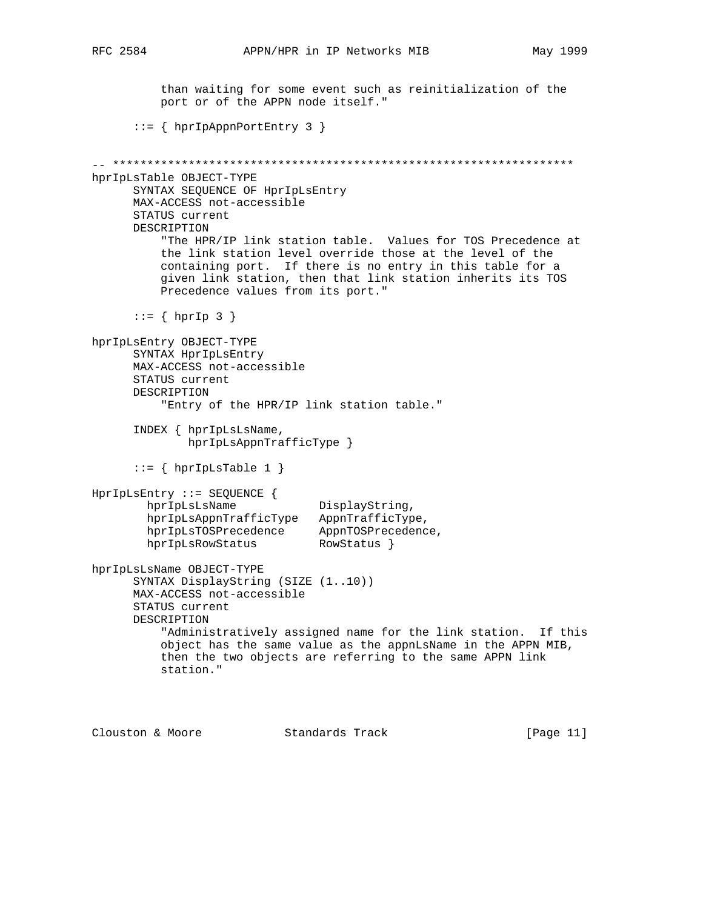```
          than waiting for some event such as reinitialization of the
          port or of the APPN node itself."

      ::= { hprIpAppnPortEntry 3 }


-- *******************************************************************
hprIpLsTable OBJECT-TYPE
      SYNTAX SEQUENCE OF HprIpLsEntry
      MAX-ACCESS not-accessible
      STATUS current
      DESCRIPTION
          "The HPR/IP link station table.  Values for TOS Precedence at
          the link station level override those at the level of the
          containing port.  If there is no entry in this table for a
          given link station, then that link station inherits its TOS
          Precedence values from its port."

      ::= { hprIp 3 }

hprIpLsEntry OBJECT-TYPE
      SYNTAX HprIpLsEntry
      MAX-ACCESS not-accessible
      STATUS current
      DESCRIPTION
          "Entry of the HPR/IP link station table."

      INDEX { hprIpLsLsName,
              hprIpLsAppnTrafficType }

      ::= { hprIpLsTable 1 }

HprIpLsEntry ::= SEQUENCE {
        hprIpLsLsName            DisplayString,
        hprIpLsAppnTrafficType   AppnTrafficType,
        hprIpLsTOSPrecedence     AppnTOSPrecedence,
        hprIpLsRowStatus         RowStatus }

hprIpLsLsName OBJECT-TYPE
      SYNTAX DisplayString (SIZE (1..10))
      MAX-ACCESS not-accessible
      STATUS current
      DESCRIPTION
          "Administratively assigned name for the link station.  If this
          object has the same value as the appnLsName in the APPN MIB,
          then the two objects are referring to the same APPN link
          station."
```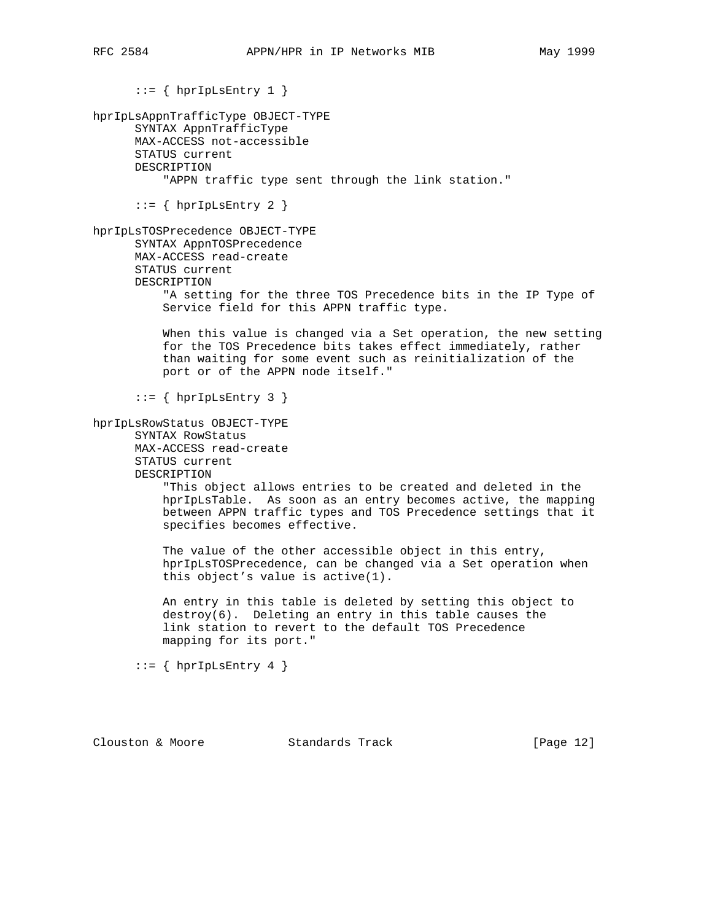```
      ::= { hprIpLsEntry 1 }

hprIpLsAppnTrafficType OBJECT-TYPE
      SYNTAX AppnTrafficType
      MAX-ACCESS not-accessible
      STATUS current
      DESCRIPTION
          "APPN traffic type sent through the link station."

      ::= { hprIpLsEntry 2 }

hprIpLsTOSPrecedence OBJECT-TYPE
      SYNTAX AppnTOSPrecedence
      MAX-ACCESS read-create
      STATUS current
      DESCRIPTION
          "A setting for the three TOS Precedence bits in the IP Type of
          Service field for this APPN traffic type.

          When this value is changed via a Set operation, the new setting
          for the TOS Precedence bits takes effect immediately, rather
          than waiting for some event such as reinitialization of the
          port or of the APPN node itself."

      ::= { hprIpLsEntry 3 }

hprIpLsRowStatus OBJECT-TYPE
      SYNTAX RowStatus
      MAX-ACCESS read-create
      STATUS current
      DESCRIPTION
          "This object allows entries to be created and deleted in the
          hprIpLsTable.  As soon as an entry becomes active, the mapping
          between APPN traffic types and TOS Precedence settings that it
          specifies becomes effective.

          The value of the other accessible object in this entry,
          hprIpLsTOSPrecedence, can be changed via a Set operation when
          this object's value is active(1).

          An entry in this table is deleted by setting this object to
          destroy(6).  Deleting an entry in this table causes the
          link station to revert to the default TOS Precedence
          mapping for its port."

      ::= { hprIpLsEntry 4 }
```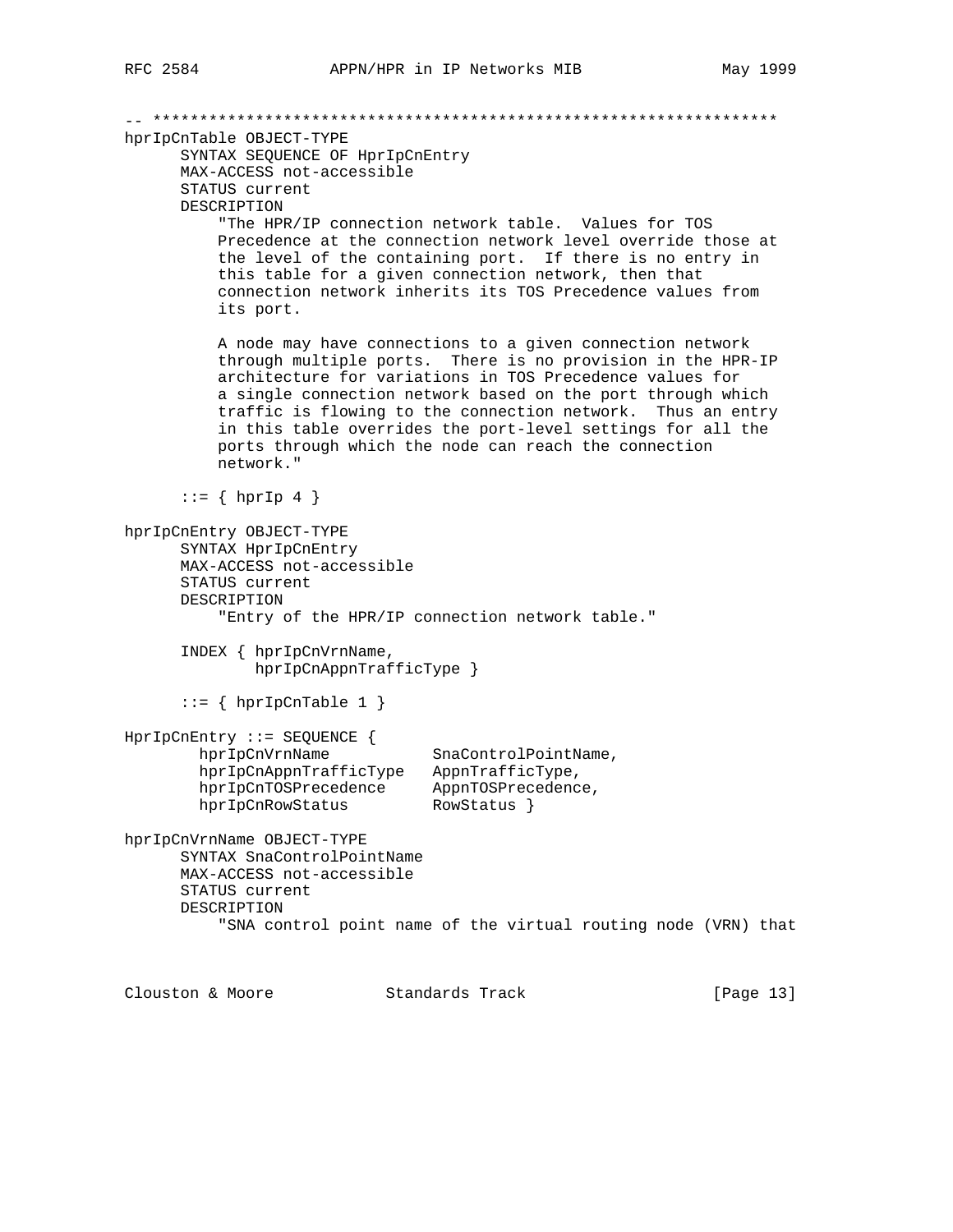```
-- *********************************************************************
hprIpCnTable OBJECT-TYPE
      SYNTAX SEQUENCE OF HprIpCnEntry
      MAX-ACCESS not-accessible
      STATUS current
      DESCRIPTION
          "The HPR/IP connection network table.  Values for TOS
          Precedence at the connection network level override those at
          the level of the containing port.  If there is no entry in
          this table for a given connection network, then that
          connection network inherits its TOS Precedence values from
          its port.

          A node may have connections to a given connection network
          through multiple ports.  There is no provision in the HPR-IP
          architecture for variations in TOS Precedence values for
          a single connection network based on the port through which
          traffic is flowing to the connection network.  Thus an entry
          in this table overrides the port-level settings for all the
          ports through which the node can reach the connection
          network."

      ::= { hprIp 4 }

hprIpCnEntry OBJECT-TYPE
      SYNTAX HprIpCnEntry
      MAX-ACCESS not-accessible
      STATUS current
      DESCRIPTION
          "Entry of the HPR/IP connection network table."

      INDEX { hprIpCnVrnName,
              hprIpCnAppnTrafficType }

      ::= { hprIpCnTable 1 }

HprIpCnEntry ::= SEQUENCE {
        hprIpCnVrnName           SnaControlPointName,
        hprIpCnAppnTrafficType   AppnTrafficType,
        hprIpCnTOSPrecedence     AppnTOSPrecedence,
        hprIpCnRowStatus         RowStatus }

hprIpCnVrnName OBJECT-TYPE
      SYNTAX SnaControlPointName
      MAX-ACCESS not-accessible
      STATUS current
      DESCRIPTION
          "SNA control point name of the virtual routing node (VRN) that
```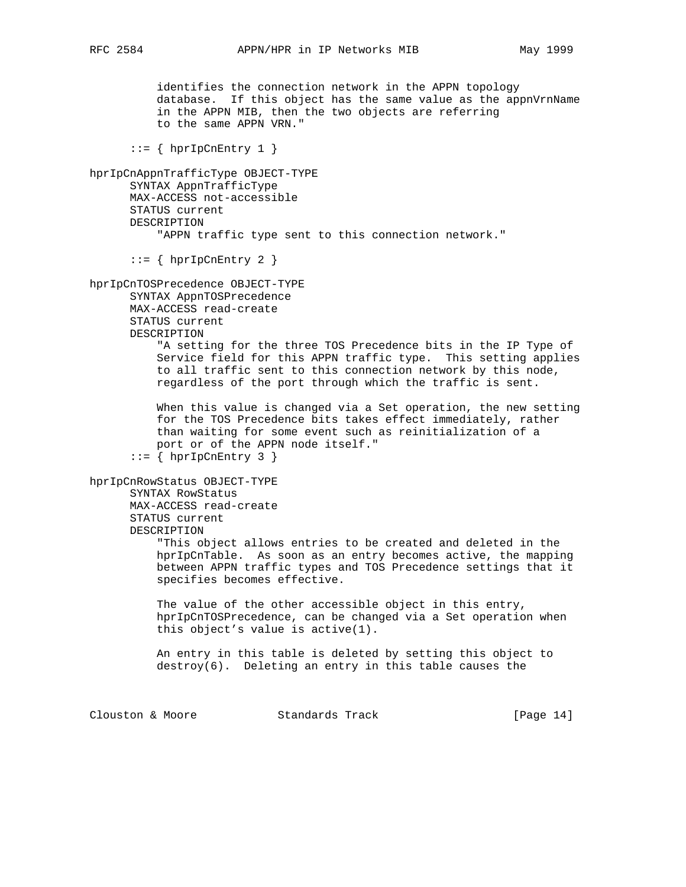```
          identifies the connection network in the APPN topology
          database.  If this object has the same value as the appnVrnName
          in the APPN MIB, then the two objects are referring
          to the same APPN VRN."

      ::= { hprIpCnEntry 1 }

hprIpCnAppnTrafficType OBJECT-TYPE
      SYNTAX AppnTrafficType
      MAX-ACCESS not-accessible
      STATUS current
      DESCRIPTION
          "APPN traffic type sent to this connection network."

      ::= { hprIpCnEntry 2 }

hprIpCnTOSPrecedence OBJECT-TYPE
      SYNTAX AppnTOSPrecedence
      MAX-ACCESS read-create
      STATUS current
      DESCRIPTION
          "A setting for the three TOS Precedence bits in the IP Type of
          Service field for this APPN traffic type.  This setting applies
          to all traffic sent to this connection network by this node,
          regardless of the port through which the traffic is sent.

          When this value is changed via a Set operation, the new setting
          for the TOS Precedence bits takes effect immediately, rather
          than waiting for some event such as reinitialization of a
          port or of the APPN node itself."
      ::= { hprIpCnEntry 3 }

hprIpCnRowStatus OBJECT-TYPE
      SYNTAX RowStatus
      MAX-ACCESS read-create
      STATUS current
      DESCRIPTION
          "This object allows entries to be created and deleted in the
          hprIpCnTable.  As soon as an entry becomes active, the mapping
          between APPN traffic types and TOS Precedence settings that it
          specifies becomes effective.

          The value of the other accessible object in this entry,
          hprIpCnTOSPrecedence, can be changed via a Set operation when
          this object's value is active(1).

          An entry in this table is deleted by setting this object to
          destroy(6).  Deleting an entry in this table causes the
```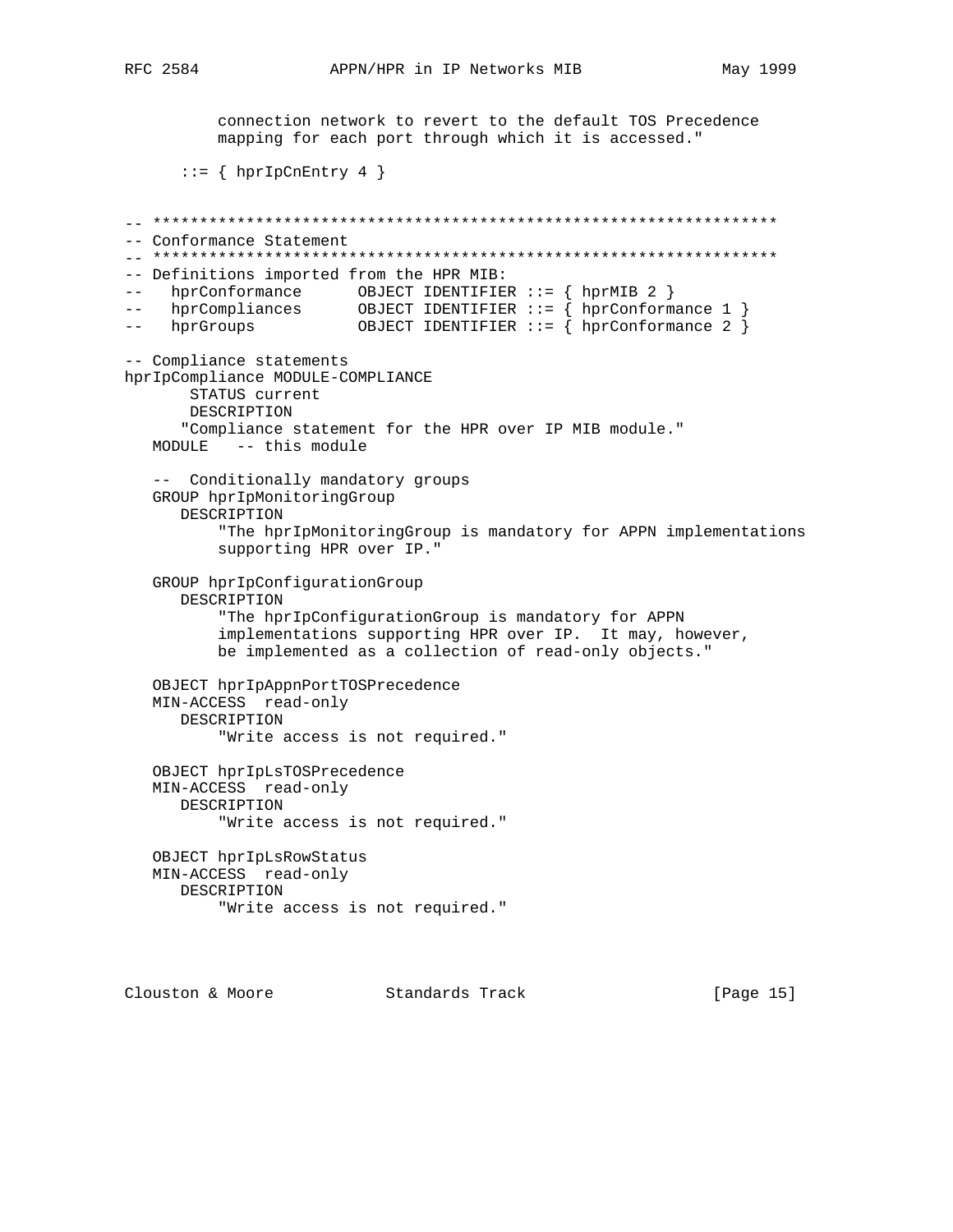```
          connection network to revert to the default TOS Precedence
          mapping for each port through which it is accessed."

      ::= { hprIpCnEntry 4 }


-- *******************************************************************
-- Conformance Statement
-- *******************************************************************
-- Definitions imported from the HPR MIB:
--   hprConformance      OBJECT IDENTIFIER ::= { hprMIB 2 }
--   hprCompliances      OBJECT IDENTIFIER ::= { hprConformance 1 }
--   hprGroups           OBJECT IDENTIFIER ::= { hprConformance 2 }

-- Compliance statements
hprIpCompliance MODULE-COMPLIANCE
       STATUS current
       DESCRIPTION
      "Compliance statement for the HPR over IP MIB module."
   MODULE   -- this module

   --  Conditionally mandatory groups
   GROUP hprIpMonitoringGroup
      DESCRIPTION
          "The hprIpMonitoringGroup is mandatory for APPN implementations
          supporting HPR over IP."

   GROUP hprIpConfigurationGroup
      DESCRIPTION
          "The hprIpConfigurationGroup is mandatory for APPN
          implementations supporting HPR over IP.  It may, however,
          be implemented as a collection of read-only objects."

   OBJECT hprIpAppnPortTOSPrecedence
   MIN-ACCESS  read-only
      DESCRIPTION
          "Write access is not required."

   OBJECT hprIpLsTOSPrecedence
   MIN-ACCESS  read-only
      DESCRIPTION
          "Write access is not required."

   OBJECT hprIpLsRowStatus
   MIN-ACCESS  read-only
      DESCRIPTION
          "Write access is not required."
```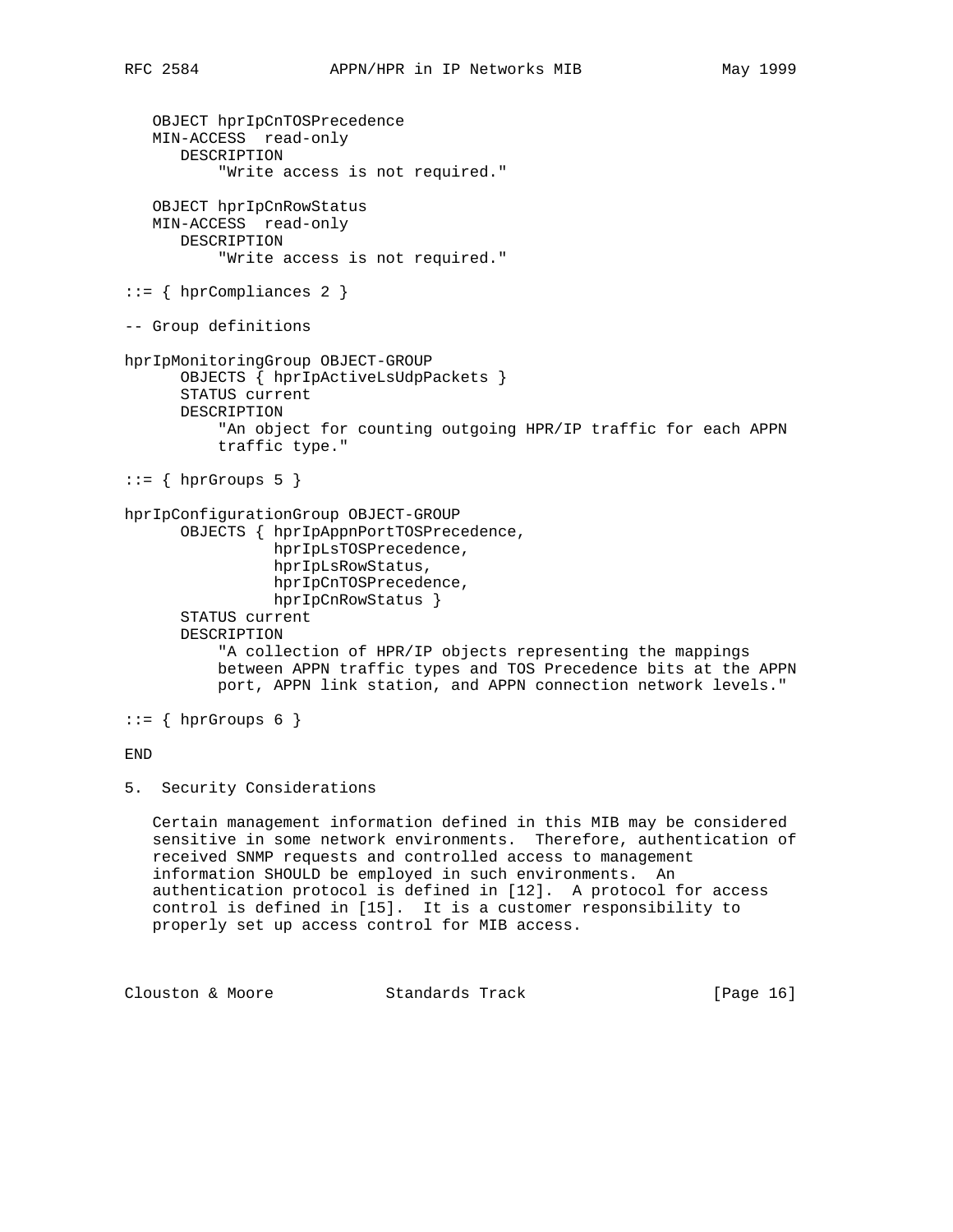```
   OBJECT hprIpCnTOSPrecedence
   MIN-ACCESS  read-only
      DESCRIPTION
          "Write access is not required."

   OBJECT hprIpCnRowStatus
   MIN-ACCESS  read-only
      DESCRIPTION
          "Write access is not required."

::= { hprCompliances 2 }

-- Group definitions

hprIpMonitoringGroup OBJECT-GROUP
      OBJECTS { hprIpActiveLsUdpPackets }
      STATUS current
      DESCRIPTION
          "An object for counting outgoing HPR/IP traffic for each APPN
          traffic type."

::= { hprGroups 5 }

hprIpConfigurationGroup OBJECT-GROUP
      OBJECTS { hprIpAppnPortTOSPrecedence,
                hprIpLsTOSPrecedence,
                hprIpLsRowStatus,
                hprIpCnTOSPrecedence,
                hprIpCnRowStatus }
      STATUS current
      DESCRIPTION
          "A collection of HPR/IP objects representing the mappings
          between APPN traffic types and TOS Precedence bits at the APPN
          port, APPN link station, and APPN connection network levels."

::= { hprGroups 6 }

END
```

## 5. Security Considerations

Certain management information defined in this MIB may be considered sensitive in some network environments. Therefore, authentication of received SNMP requests and controlled access to management information SHOULD be employed in such environments. An authentication protocol is defined in [12]. A protocol for access control is defined in [15]. It is a customer responsibility to properly set up access control for MIB access.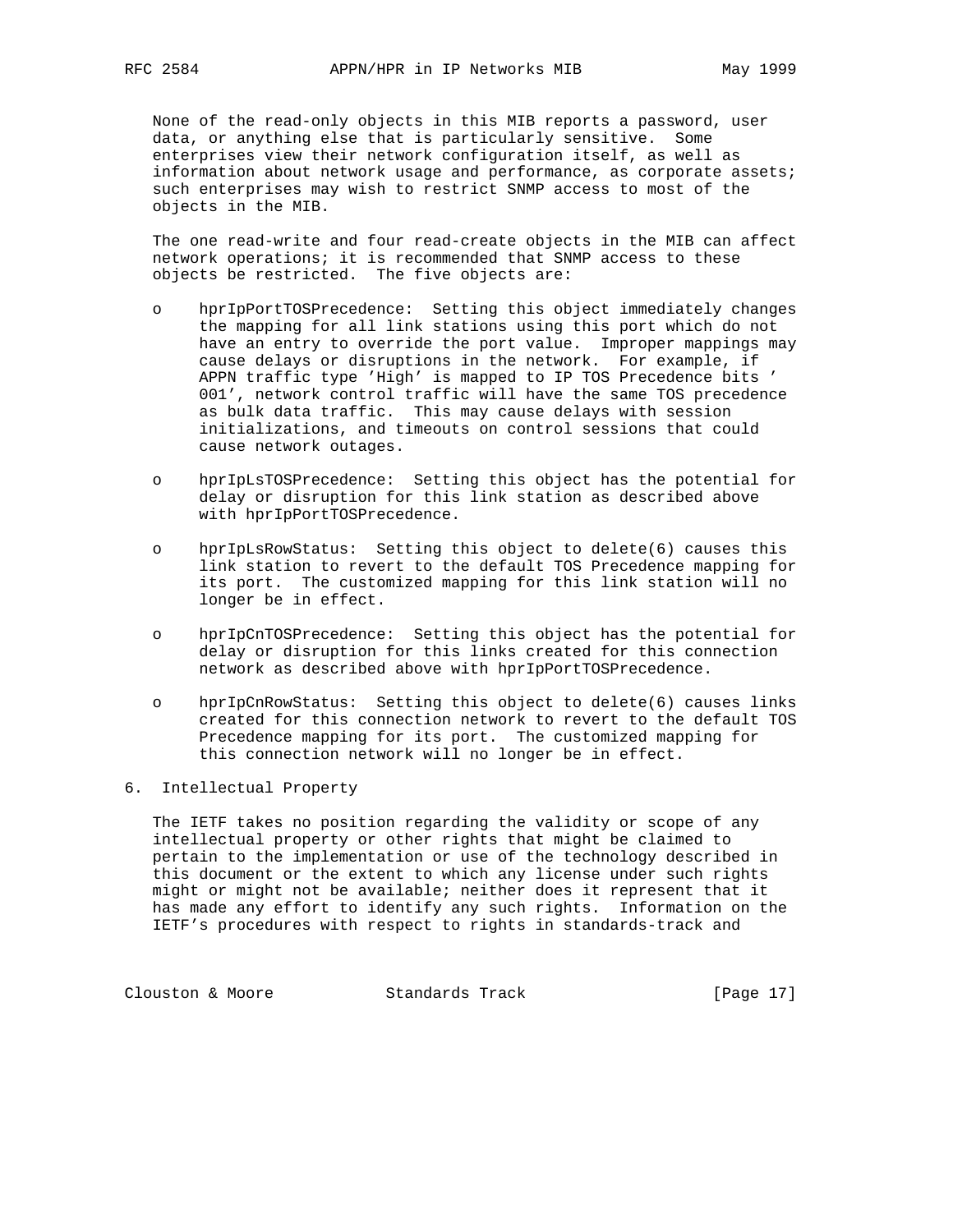None of the read-only objects in this MIB reports a password, user data, or anything else that is particularly sensitive. Some enterprises view their network configuration itself, as well as information about network usage and performance, as corporate assets; such enterprises may wish to restrict SNMP access to most of the objects in the MIB.

The one read-write and four read-create objects in the MIB can affect network operations; it is recommended that SNMP access to these objects be restricted. The five objects are:

- hprIpPortTOSPrecedence: Setting this object immediately changes the mapping for all link stations using this port which do not have an entry to override the port value. Improper mappings may cause delays or disruptions in the network. For example, if APPN traffic type 'High' is mapped to IP TOS Precedence bits ' 001', network control traffic will have the same TOS precedence as bulk data traffic. This may cause delays with session initializations, and timeouts on control sessions that could cause network outages.

- hprIpLsTOSPrecedence: Setting this object has the potential for delay or disruption for this link station as described above with hprIpPortTOSPrecedence.

- hprIpLsRowStatus: Setting this object to delete(6) causes this link station to revert to the default TOS Precedence mapping for its port. The customized mapping for this link station will no longer be in effect.

- hprIpCnTOSPrecedence: Setting this object has the potential for delay or disruption for this links created for this connection network as described above with hprIpPortTOSPrecedence.

- hprIpCnRowStatus: Setting this object to delete(6) causes links created for this connection network to revert to the default TOS Precedence mapping for its port. The customized mapping for this connection network will no longer be in effect.

## 6. Intellectual Property

The IETF takes no position regarding the validity or scope of any intellectual property or other rights that might be claimed to pertain to the implementation or use of the technology described in this document or the extent to which any license under such rights might or might not be available; neither does it represent that it has made any effort to identify any such rights. Information on the IETF's procedures with respect to rights in standards-track and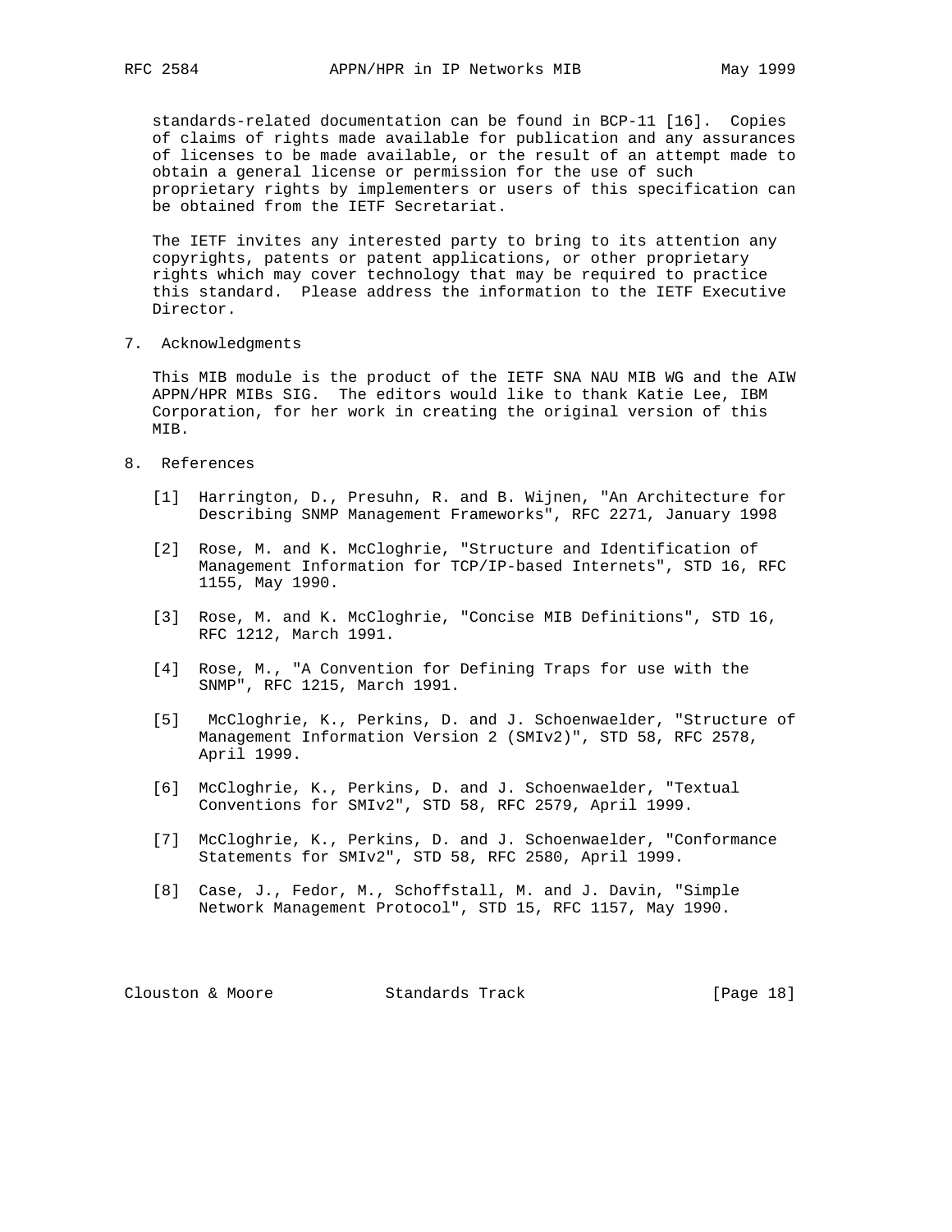standards-related documentation can be found in BCP-11 [16]. Copies of claims of rights made available for publication and any assurances of licenses to be made available, or the result of an attempt made to obtain a general license or permission for the use of such proprietary rights by implementers or users of this specification can be obtained from the IETF Secretariat.

The IETF invites any interested party to bring to its attention any copyrights, patents or patent applications, or other proprietary rights which may cover technology that may be required to practice this standard. Please address the information to the IETF Executive Director.

## 7. Acknowledgments

This MIB module is the product of the IETF SNA NAU MIB WG and the AIW APPN/HPR MIBs SIG. The editors would like to thank Katie Lee, IBM Corporation, for her work in creating the original version of this MIB.

## 8. References

[1] Harrington, D., Presuhn, R. and B. Wijnen, "An Architecture for Describing SNMP Management Frameworks", RFC 2271, January 1998

[2] Rose, M. and K. McCloghrie, "Structure and Identification of Management Information for TCP/IP-based Internets", STD 16, RFC 1155, May 1990.

[3] Rose, M. and K. McCloghrie, "Concise MIB Definitions", STD 16, RFC 1212, March 1991.

[4] Rose, M., "A Convention for Defining Traps for use with the SNMP", RFC 1215, March 1991.

[5] McCloghrie, K., Perkins, D. and J. Schoenwaelder, "Structure of Management Information Version 2 (SMIv2)", STD 58, RFC 2578, April 1999.

[6] McCloghrie, K., Perkins, D. and J. Schoenwaelder, "Textual Conventions for SMIv2", STD 58, RFC 2579, April 1999.

[7] McCloghrie, K., Perkins, D. and J. Schoenwaelder, "Conformance Statements for SMIv2", STD 58, RFC 2580, April 1999.

[8] Case, J., Fedor, M., Schoffstall, M. and J. Davin, "Simple Network Management Protocol", STD 15, RFC 1157, May 1990.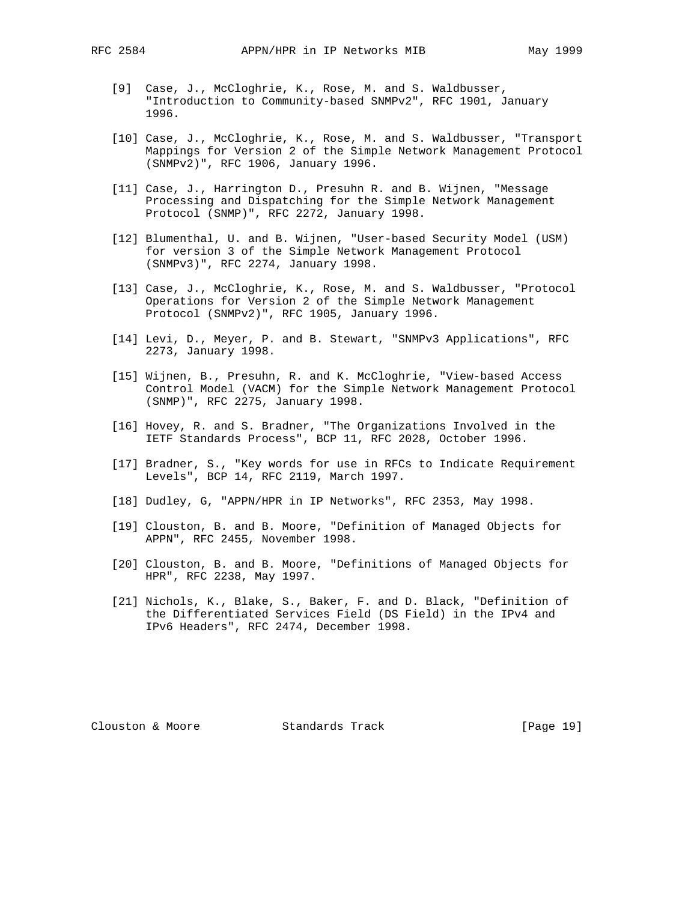[9] Case, J., McCloghrie, K., Rose, M. and S. Waldbusser, "Introduction to Community-based SNMPv2", RFC 1901, January 1996.

[10] Case, J., McCloghrie, K., Rose, M. and S. Waldbusser, "Transport Mappings for Version 2 of the Simple Network Management Protocol (SNMPv2)", RFC 1906, January 1996.

[11] Case, J., Harrington D., Presuhn R. and B. Wijnen, "Message Processing and Dispatching for the Simple Network Management Protocol (SNMP)", RFC 2272, January 1998.

[12] Blumenthal, U. and B. Wijnen, "User-based Security Model (USM) for version 3 of the Simple Network Management Protocol (SNMPv3)", RFC 2274, January 1998.

[13] Case, J., McCloghrie, K., Rose, M. and S. Waldbusser, "Protocol Operations for Version 2 of the Simple Network Management Protocol (SNMPv2)", RFC 1905, January 1996.

[14] Levi, D., Meyer, P. and B. Stewart, "SNMPv3 Applications", RFC 2273, January 1998.

[15] Wijnen, B., Presuhn, R. and K. McCloghrie, "View-based Access Control Model (VACM) for the Simple Network Management Protocol (SNMP)", RFC 2275, January 1998.

[16] Hovey, R. and S. Bradner, "The Organizations Involved in the IETF Standards Process", BCP 11, RFC 2028, October 1996.

[17] Bradner, S., "Key words for use in RFCs to Indicate Requirement Levels", BCP 14, RFC 2119, March 1997.

[18] Dudley, G, "APPN/HPR in IP Networks", RFC 2353, May 1998.

[19] Clouston, B. and B. Moore, "Definition of Managed Objects for APPN", RFC 2455, November 1998.

[20] Clouston, B. and B. Moore, "Definitions of Managed Objects for HPR", RFC 2238, May 1997.

[21] Nichols, K., Blake, S., Baker, F. and D. Black, "Definition of the Differentiated Services Field (DS Field) in the IPv4 and IPv6 Headers", RFC 2474, December 1998.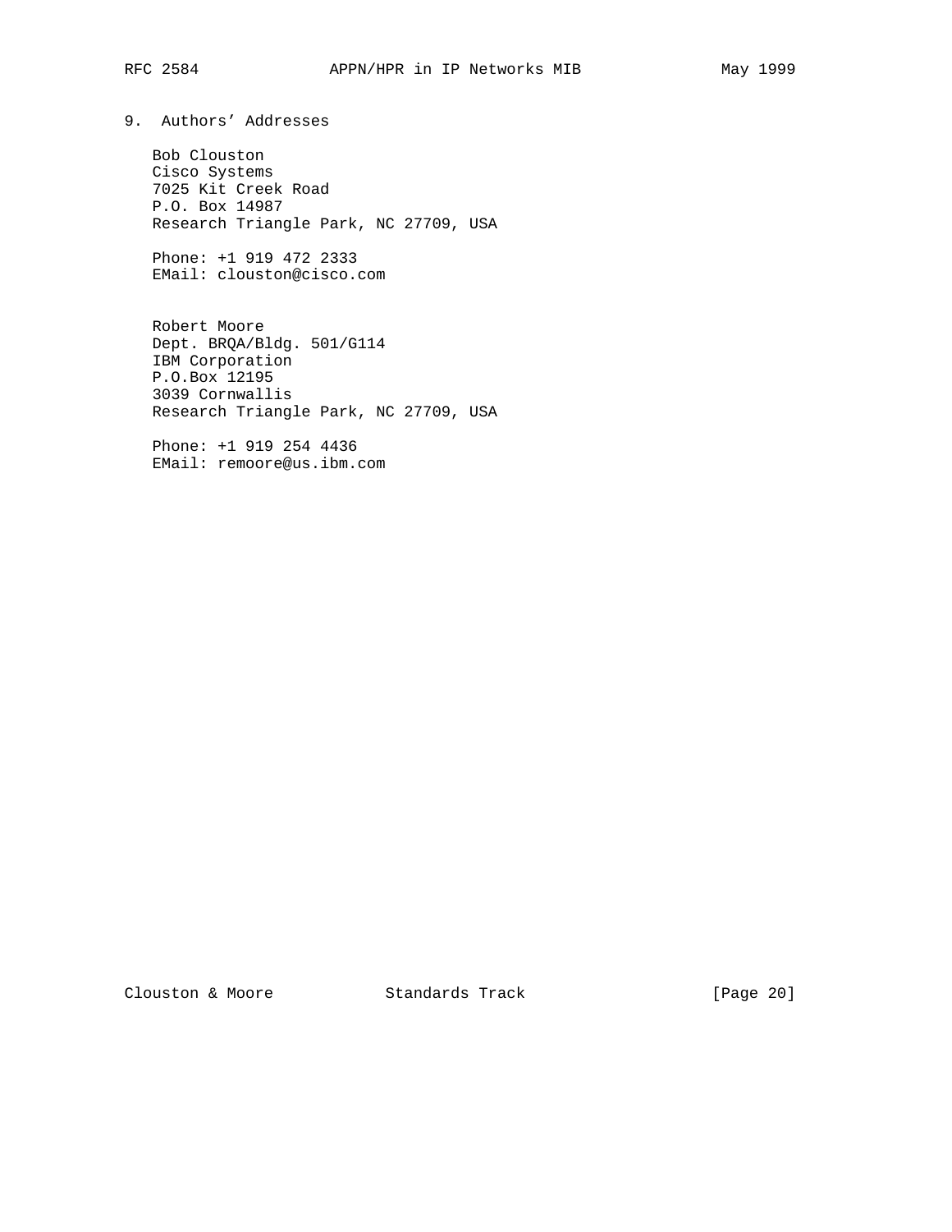## 9. Authors' Addresses

Bob Clouston
Cisco Systems
7025 Kit Creek Road
P.O. Box 14987
Research Triangle Park, NC 27709, USA

Phone: +1 919 472 2333
EMail: clouston@cisco.com

Robert Moore
Dept. BRQA/Bldg. 501/G114
IBM Corporation
P.O.Box 12195
3039 Cornwallis
Research Triangle Park, NC 27709, USA

Phone: +1 919 254 4436
EMail: remoore@us.ibm.com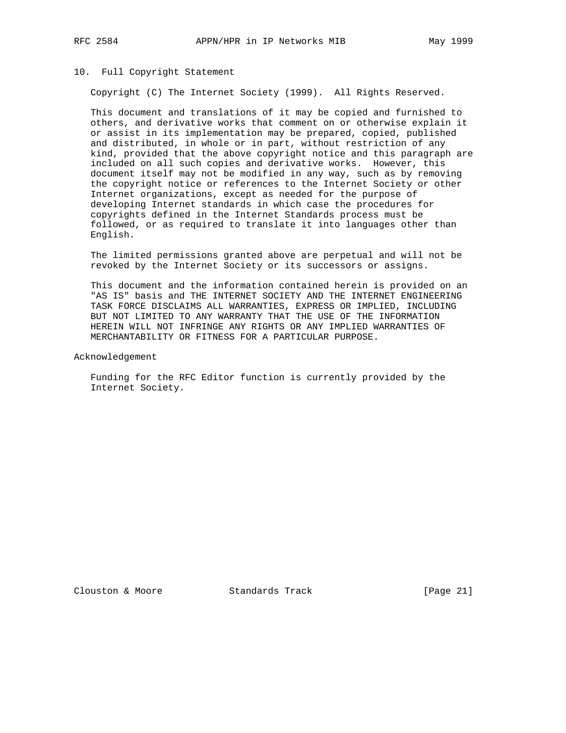## 10. Full Copyright Statement

Copyright (C) The Internet Society (1999). All Rights Reserved.

This document and translations of it may be copied and furnished to others, and derivative works that comment on or otherwise explain it or assist in its implementation may be prepared, copied, published and distributed, in whole or in part, without restriction of any kind, provided that the above copyright notice and this paragraph are included on all such copies and derivative works. However, this document itself may not be modified in any way, such as by removing the copyright notice or references to the Internet Society or other Internet organizations, except as needed for the purpose of developing Internet standards in which case the procedures for copyrights defined in the Internet Standards process must be followed, or as required to translate it into languages other than English.

The limited permissions granted above are perpetual and will not be revoked by the Internet Society or its successors or assigns.

This document and the information contained herein is provided on an "AS IS" basis and THE INTERNET SOCIETY AND THE INTERNET ENGINEERING TASK FORCE DISCLAIMS ALL WARRANTIES, EXPRESS OR IMPLIED, INCLUDING BUT NOT LIMITED TO ANY WARRANTY THAT THE USE OF THE INFORMATION HEREIN WILL NOT INFRINGE ANY RIGHTS OR ANY IMPLIED WARRANTIES OF MERCHANTABILITY OR FITNESS FOR A PARTICULAR PURPOSE.

## Acknowledgement

Funding for the RFC Editor function is currently provided by the Internet Society.